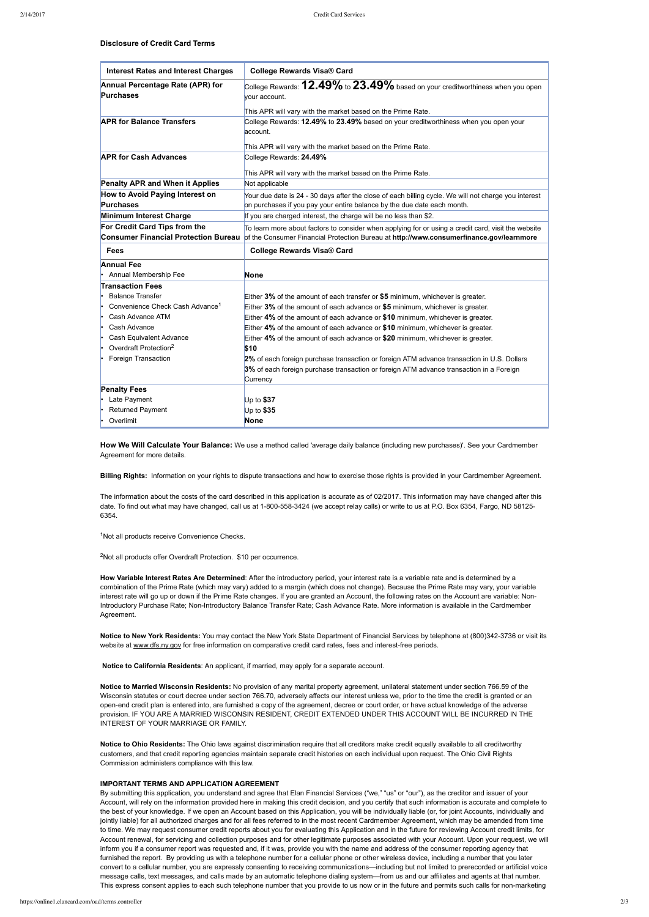### Disclosure of Credit Card Terms

| Interest Rates and Interest Charges | College Rewards Visa® Card |
|---|---|
| **Annual Percentage Rate (APR) for Purchases** | College Rewards: **12.49%** to **23.49%** based on your creditworthiness when you open your account.<br><br>This APR will vary with the market based on the Prime Rate. |
| **APR for Balance Transfers** | College Rewards: **12.49%** to **23.49%** based on your creditworthiness when you open your account.<br><br>This APR will vary with the market based on the Prime Rate. |
| **APR for Cash Advances** | College Rewards: **24.49%**<br><br>This APR will vary with the market based on the Prime Rate. |
| **Penalty APR and When it Applies** | Not applicable |
| **How to Avoid Paying Interest on Purchases** | Your due date is 24 - 30 days after the close of each billing cycle. We will not charge you interest on purchases if you pay your entire balance by the due date each month. |
| **Minimum Interest Charge** | If you are charged interest, the charge will be no less than $2. |
| **For Credit Card Tips from the Consumer Financial Protection Bureau** | To learn more about factors to consider when applying for or using a credit card, visit the website of the Consumer Financial Protection Bureau at **http://www.consumerfinance.gov/learnmore** |
| **Fees** | **College Rewards Visa® Card** |
| **Annual Fee**<br>• Annual Membership Fee | **None** |
| **Transaction Fees** | |
| • Balance Transfer | Either **3%** of the amount of each transfer or **$5** minimum, whichever is greater. |
| • Convenience Check Cash Advance[1] | Either **3%** of the amount of each advance or **$5** minimum, whichever is greater. |
| • Cash Advance ATM | Either **4%** of the amount of each advance or **$10** minimum, whichever is greater. |
| • Cash Advance | Either **4%** of the amount of each advance or **$10** minimum, whichever is greater. |
| • Cash Equivalent Advance | Either **4%** of the amount of each advance or **$20** minimum, whichever is greater. |
| • Overdraft Protection[2] | **$10** |
| • Foreign Transaction | **2%** of each foreign purchase transaction or foreign ATM advance transaction in U.S. Dollars<br>**3%** of each foreign purchase transaction or foreign ATM advance transaction in a Foreign Currency |
| **Penalty Fees** | |
| • Late Payment | Up to **$37** |
| • Returned Payment | Up to **$35** |
| • Overlimit | **None** |

**How We Will Calculate Your Balance:** We use a method called 'average daily balance (including new purchases)'. See your Cardmember Agreement for more details.

**Billing Rights:** Information on your rights to dispute transactions and how to exercise those rights is provided in your Cardmember Agreement.

The information about the costs of the card described in this application is accurate as of 02/2017. This information may have changed after this date. To find out what may have changed, call us at 1-800-558-3424 (we accept relay calls) or write to us at P.O. Box 6354, Fargo, ND 58125-6354.

[1]Not all products receive Convenience Checks.

[2]Not all products offer Overdraft Protection. $10 per occurrence.

**How Variable Interest Rates Are Determined**: After the introductory period, your interest rate is a variable rate and is determined by a combination of the Prime Rate (which may vary) added to a margin (which does not change). Because the Prime Rate may vary, your variable interest rate will go up or down if the Prime Rate changes. If you are granted an Account, the following rates on the Account are variable: Non-Introductory Purchase Rate; Non-Introductory Balance Transfer Rate; Cash Advance Rate. More information is available in the Cardmember Agreement.

**Notice to New York Residents:** You may contact the New York State Department of Financial Services by telephone at (800)342-3736 or visit its website at www.dfs.ny.gov for free information on comparative credit card rates, fees and interest-free periods.

**Notice to California Residents**: An applicant, if married, may apply for a separate account.

**Notice to Married Wisconsin Residents:** No provision of any marital property agreement, unilateral statement under section 766.59 of the Wisconsin statutes or court decree under section 766.70, adversely affects our interest unless we, prior to the time the credit is granted or an open-end credit plan is entered into, are furnished a copy of the agreement, decree or court order, or have actual knowledge of the adverse provision. IF YOU ARE A MARRIED WISCONSIN RESIDENT, CREDIT EXTENDED UNDER THIS ACCOUNT WILL BE INCURRED IN THE INTEREST OF YOUR MARRIAGE OR FAMILY.

**Notice to Ohio Residents:** The Ohio laws against discrimination require that all creditors make credit equally available to all creditworthy customers, and that credit reporting agencies maintain separate credit histories on each individual upon request. The Ohio Civil Rights Commission administers compliance with this law.

**IMPORTANT TERMS AND APPLICATION AGREEMENT**

By submitting this application, you understand and agree that Elan Financial Services ("we," "us" or "our"), as the creditor and issuer of your Account, will rely on the information provided here in making this credit decision, and you certify that such information is accurate and complete to the best of your knowledge. If we open an Account based on this Application, you will be individually liable (or, for joint Accounts, individually and jointly liable) for all authorized charges and for all fees referred to in the most recent Cardmember Agreement, which may be amended from time to time. We may request consumer credit reports about you for evaluating this Application and in the future for reviewing Account credit limits, for Account renewal, for servicing and collection purposes and for other legitimate purposes associated with your Account. Upon your request, we will inform you if a consumer report was requested and, if it was, provide you with the name and address of the consumer reporting agency that furnished the report. By providing us with a telephone number for a cellular phone or other wireless device, including a number that you later convert to a cellular number, you are expressly consenting to receiving communications—including but not limited to prerecorded or artificial voice message calls, text messages, and calls made by an automatic telephone dialing system—from us and our affiliates and agents at that number. This express consent applies to each such telephone number that you provide to us now or in the future and permits such calls for non-marketing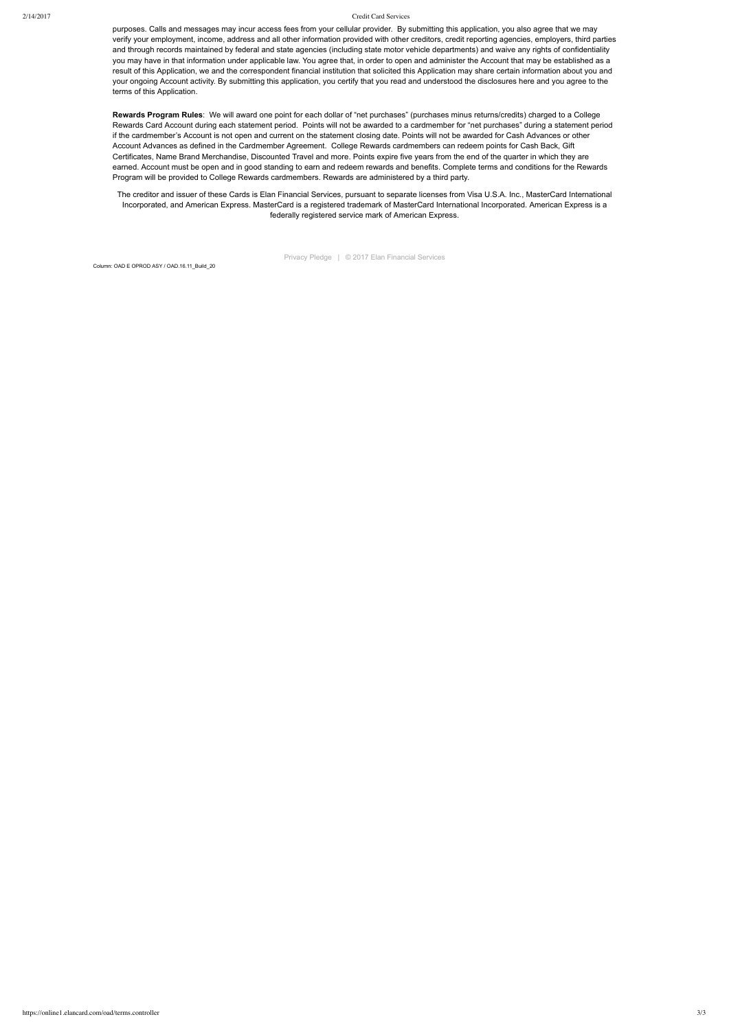purposes. Calls and messages may incur access fees from your cellular provider. By submitting this application, you also agree that we may verify your employment, income, address and all other information provided with other creditors, credit reporting agencies, employers, third parties and through records maintained by federal and state agencies (including state motor vehicle departments) and waive any rights of confidentiality you may have in that information under applicable law. You agree that, in order to open and administer the Account that may be established as a result of this Application, we and the correspondent financial institution that solicited this Application may share certain information about you and your ongoing Account activity. By submitting this application, you certify that you read and understood the disclosures here and you agree to the terms of this Application.

**Rewards Program Rules**: We will award one point for each dollar of "net purchases" (purchases minus returns/credits) charged to a College Rewards Card Account during each statement period. Points will not be awarded to a cardmember for "net purchases" during a statement period if the cardmember's Account is not open and current on the statement closing date. Points will not be awarded for Cash Advances or other Account Advances as defined in the Cardmember Agreement. College Rewards cardmembers can redeem points for Cash Back, Gift Certificates, Name Brand Merchandise, Discounted Travel and more. Points expire five years from the end of the quarter in which they are earned. Account must be open and in good standing to earn and redeem rewards and benefits. Complete terms and conditions for the Rewards Program will be provided to College Rewards cardmembers. Rewards are administered by a third party.

The creditor and issuer of these Cards is Elan Financial Services, pursuant to separate licenses from Visa U.S.A. Inc., MasterCard International Incorporated, and American Express. MasterCard is a registered trademark of MasterCard International Incorporated. American Express is a federally registered service mark of American Express.

Privacy Pledge | © 2017 Elan Financial Services

Column: OAD E OPROD ASY / OAD.16.11_Build_20